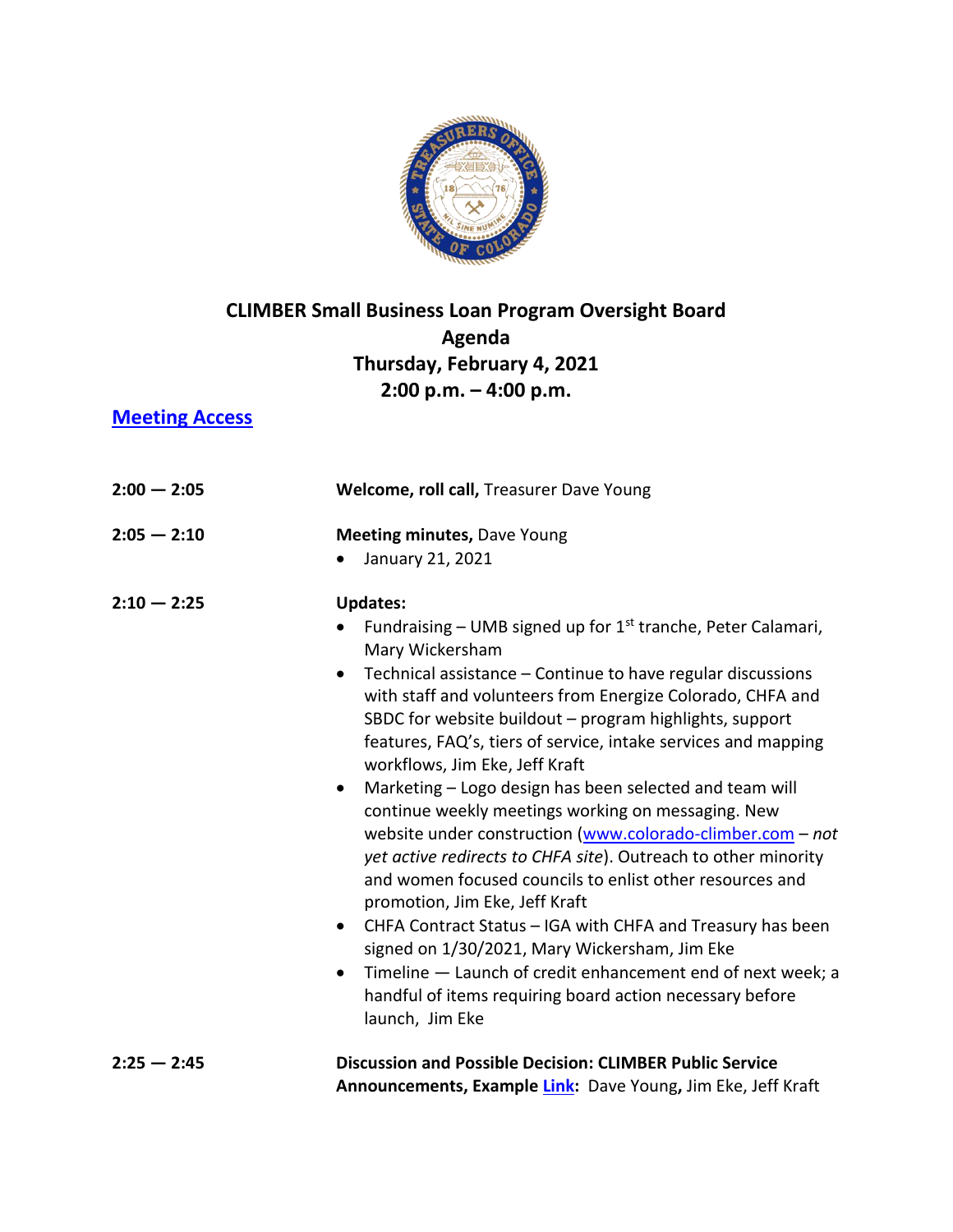# CLIMBER Small Business Loan Program Oversight Board
## Agenda
## Thursday, February 4, 2021
## 2:00 p.m. – 4:00 p.m.

**[Meeting Access]**

| | |
|---|---|
| **2:00 — 2:05** | **Welcome, roll call,** Treasurer Dave Young |
| **2:05 — 2:10** | **Meeting minutes,** Dave Young<br>• January 21, 2021 |
| **2:10 — 2:25** | **Updates:**<br>• Fundraising – UMB signed up for 1st tranche, Peter Calamari, Mary Wickersham<br>• Technical assistance – Continue to have regular discussions with staff and volunteers from Energize Colorado, CHFA and SBDC for website buildout – program highlights, support features, FAQ's, tiers of service, intake services and mapping workflows, Jim Eke, Jeff Kraft<br>• Marketing – Logo design has been selected and team will continue weekly meetings working on messaging. New website under construction (www.colorado-climber.com – *not yet active redirects to CHFA site*). Outreach to other minority and women focused councils to enlist other resources and promotion, Jim Eke, Jeff Kraft<br>• CHFA Contract Status – IGA with CHFA and Treasury has been signed on 1/30/2021, Mary Wickersham, Jim Eke<br>• Timeline — Launch of credit enhancement end of next week; a handful of items requiring board action necessary before launch, Jim Eke |
| **2:25 — 2:45** | **Discussion and Possible Decision: CLIMBER Public Service Announcements, Example [Link]:** Dave Young**,** Jim Eke, Jeff Kraft |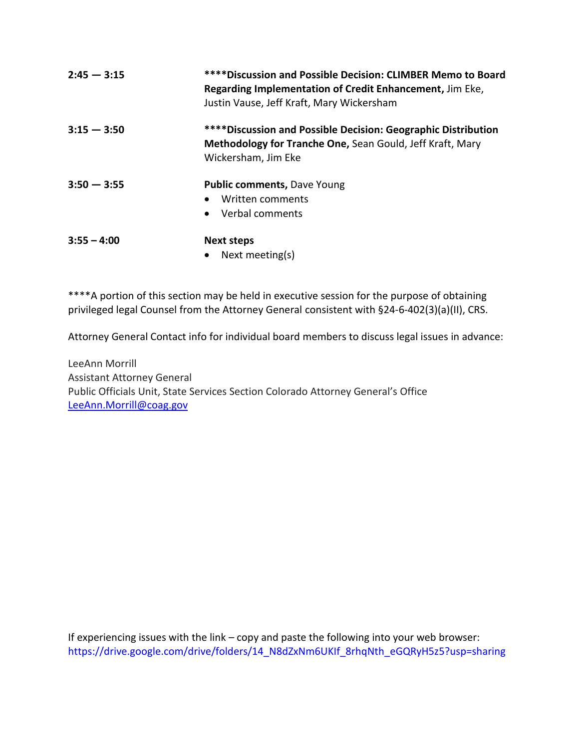| | |
|---|---|
| 2:45 — 3:15 | ****Discussion and Possible Decision: CLIMBER Memo to Board Regarding Implementation of Credit Enhancement, Jim Eke, Justin Vause, Jeff Kraft, Mary Wickersham |
| 3:15 — 3:50 | ****Discussion and Possible Decision: Geographic Distribution Methodology for Tranche One, Sean Gould, Jeff Kraft, Mary Wickersham, Jim Eke |
| 3:50 — 3:55 | **Public comments,** Dave Young<br>• Written comments<br>• Verbal comments |
| 3:55 – 4:00 | **Next steps**<br>• Next meeting(s) |

****A portion of this section may be held in executive session for the purpose of obtaining privileged legal Counsel from the Attorney General consistent with §24-6-402(3)(a)(II), CRS.

Attorney General Contact info for individual board members to discuss legal issues in advance:

LeeAnn Morrill
Assistant Attorney General
Public Officials Unit, State Services Section Colorado Attorney General's Office
LeeAnn.Morrill@coag.gov

If experiencing issues with the link – copy and paste the following into your web browser:
https://drive.google.com/drive/folders/14_N8dZxNm6UKIf_8rhqNth_eGQRyH5z5?usp=sharing